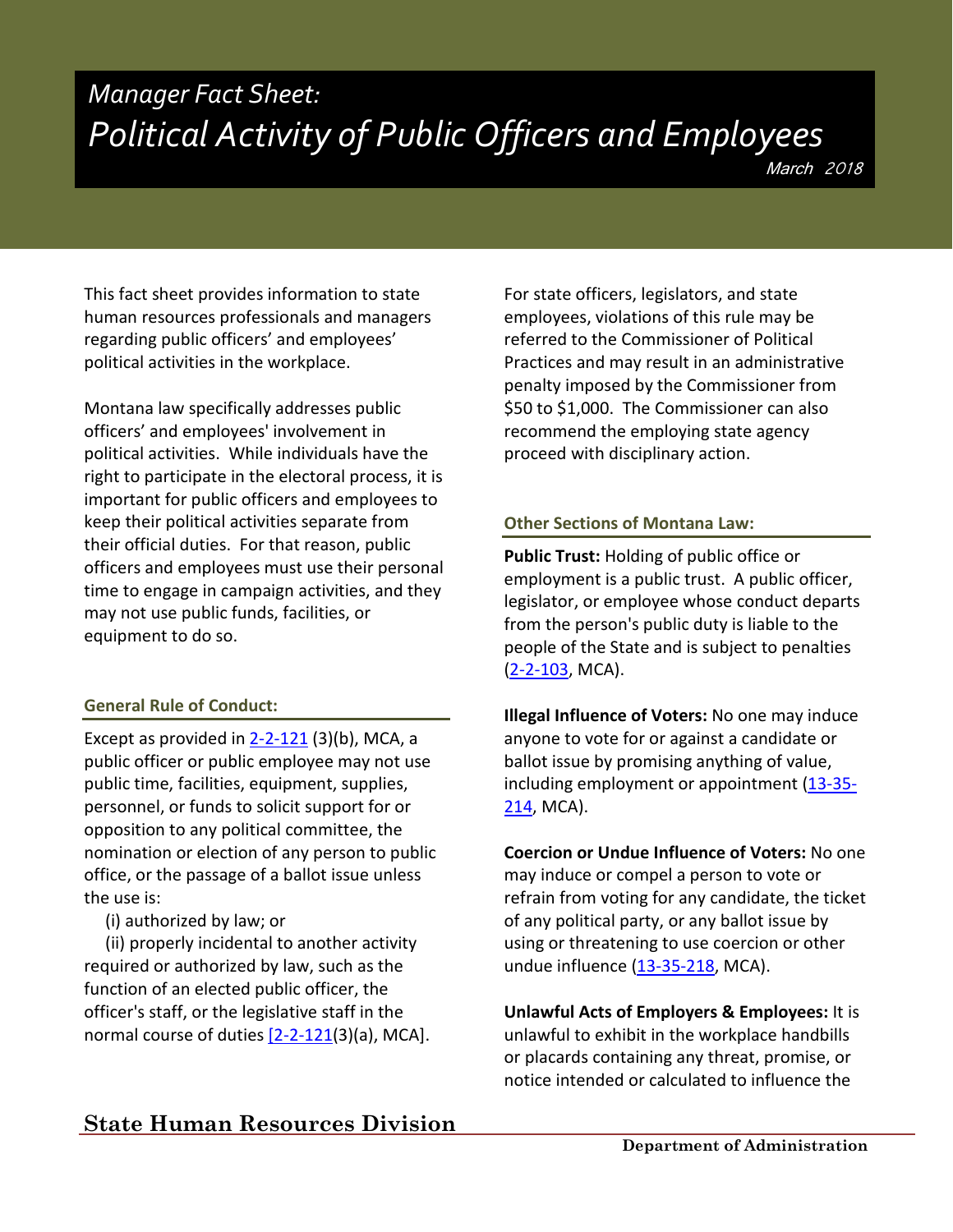*Manager Fact Sheet:*

# *Political Activity of Public Officers and Employees*

*March 2018*

This fact sheet provides information to state human resources professionals and managers regarding public officers' and employees' political activities in the workplace.

Montana law specifically addresses public officers' and employees' involvement in political activities. While individuals have the right to participate in the electoral process, it is important for public officers and employees to keep their political activities separate from their official duties. For that reason, public officers and employees must use their personal time to engage in campaign activities, and they may not use public funds, facilities, or equipment to do so.

### General Rule of Conduct:

Except as provided in 2-2-121 (3)(b), MCA, a public officer or public employee may not use public time, facilities, equipment, supplies, personnel, or funds to solicit support for or opposition to any political committee, the nomination or election of any person to public office, or the passage of a ballot issue unless the use is:

(i) authorized by law; or

(ii) properly incidental to another activity required or authorized by law, such as the function of an elected public officer, the officer's staff, or the legislative staff in the normal course of duties [2-2-121(3)(a), MCA].

For state officers, legislators, and state employees, violations of this rule may be referred to the Commissioner of Political Practices and may result in an administrative penalty imposed by the Commissioner from $50 to $1,000. The Commissioner can also recommend the employing state agency proceed with disciplinary action.

### Other Sections of Montana Law:

**Public Trust:** Holding of public office or employment is a public trust. A public officer, legislator, or employee whose conduct departs from the person's public duty is liable to the people of the State and is subject to penalties (2-2-103, MCA).

**Illegal Influence of Voters:** No one may induce anyone to vote for or against a candidate or ballot issue by promising anything of value, including employment or appointment (13-35-214, MCA).

**Coercion or Undue Influence of Voters:** No one may induce or compel a person to vote or refrain from voting for any candidate, the ticket of any political party, or any ballot issue by using or threatening to use coercion or other undue influence (13-35-218, MCA).

**Unlawful Acts of Employers & Employees:** It is unlawful to exhibit in the workplace handbills or placards containing any threat, promise, or notice intended or calculated to influence the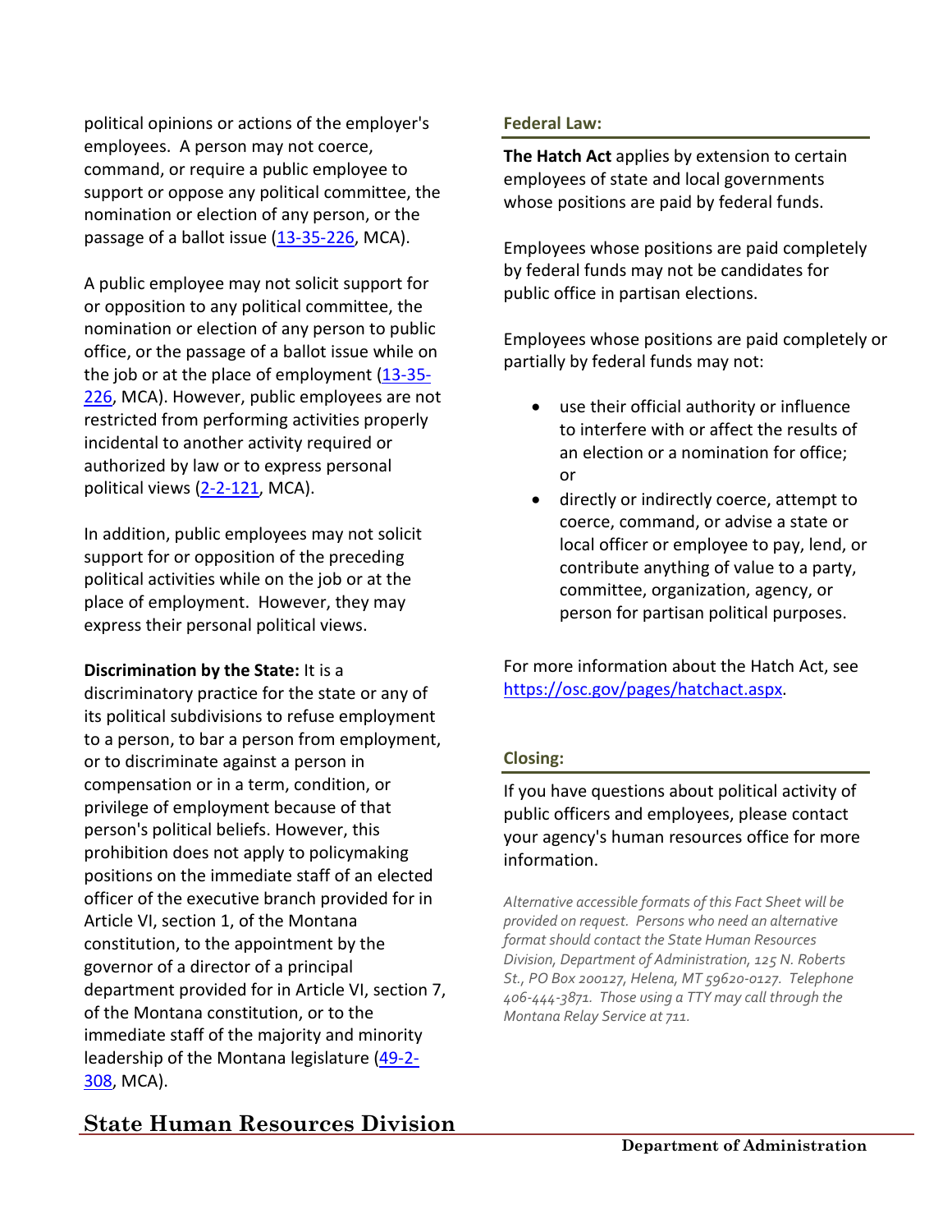political opinions or actions of the employer's employees. A person may not coerce, command, or require a public employee to support or oppose any political committee, the nomination or election of any person, or the passage of a ballot issue (13-35-226, MCA).

A public employee may not solicit support for or opposition to any political committee, the nomination or election of any person to public office, or the passage of a ballot issue while on the job or at the place of employment (13-35-226, MCA). However, public employees are not restricted from performing activities properly incidental to another activity required or authorized by law or to express personal political views (2-2-121, MCA).

In addition, public employees may not solicit support for or opposition of the preceding political activities while on the job or at the place of employment. However, they may express their personal political views.

**Discrimination by the State:** It is a discriminatory practice for the state or any of its political subdivisions to refuse employment to a person, to bar a person from employment, or to discriminate against a person in compensation or in a term, condition, or privilege of employment because of that person's political beliefs. However, this prohibition does not apply to policymaking positions on the immediate staff of an elected officer of the executive branch provided for in Article VI, section 1, of the Montana constitution, to the appointment by the governor of a director of a principal department provided for in Article VI, section 7, of the Montana constitution, or to the immediate staff of the majority and minority leadership of the Montana legislature (49-2-308, MCA).

## Federal Law:

**The Hatch Act** applies by extension to certain employees of state and local governments whose positions are paid by federal funds.

Employees whose positions are paid completely by federal funds may not be candidates for public office in partisan elections.

Employees whose positions are paid completely or partially by federal funds may not:

- use their official authority or influence to interfere with or affect the results of an election or a nomination for office; or
- directly or indirectly coerce, attempt to coerce, command, or advise a state or local officer or employee to pay, lend, or contribute anything of value to a party, committee, organization, agency, or person for partisan political purposes.

For more information about the Hatch Act, see https://osc.gov/pages/hatchact.aspx.

## Closing:

If you have questions about political activity of public officers and employees, please contact your agency's human resources office for more information.

*Alternative accessible formats of this Fact Sheet will be provided on request. Persons who need an alternative format should contact the State Human Resources Division, Department of Administration, 125 N. Roberts St., PO Box 200127, Helena, MT 59620-0127. Telephone 406-444-3871. Those using a TTY may call through the Montana Relay Service at 711.*